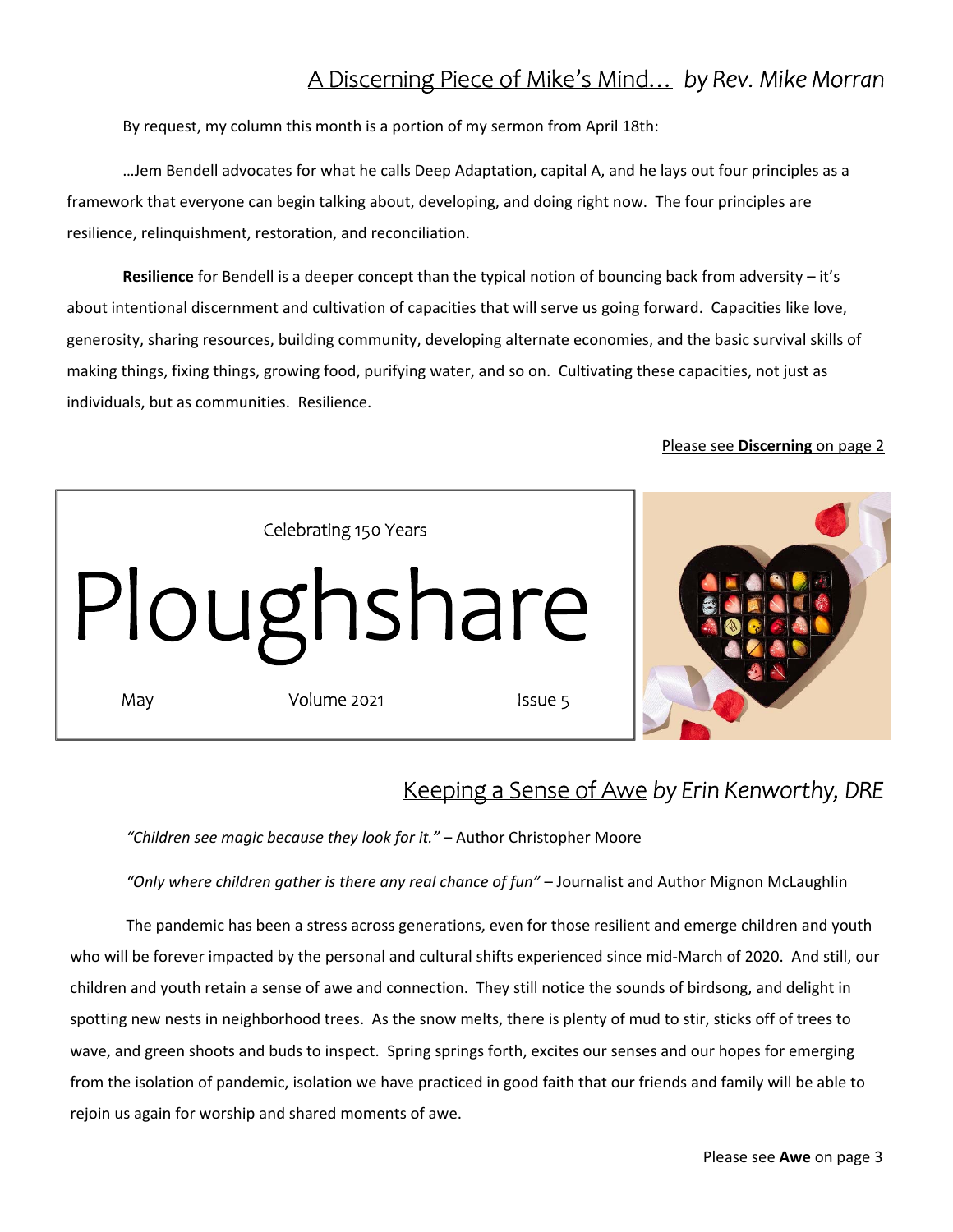## A Discerning Piece of Mike's Mind… *by Rev. Mike Morran*

By request, my column this month is a portion of my sermon from April 18th:

…Jem Bendell advocates for what he calls Deep Adaptation, capital A, and he lays out four principles as a framework that everyone can begin talking about, developing, and doing right now. The four principles are resilience, relinquishment, restoration, and reconciliation.

**Resilience** for Bendell is a deeper concept than the typical notion of bouncing back from adversity – it's about intentional discernment and cultivation of capacities that will serve us going forward. Capacities like love, generosity, sharing resources, building community, developing alternate economies, and the basic survival skills of making things, fixing things, growing food, purifying water, and so on. Cultivating these capacities, not just as individuals, but as communities. Resilience.

Please see **Discerning** on page 2

Celebrating 150 Years

# Ploughshare

May | Volume 2021 | Issue 5

## Keeping a Sense of Awe *by Erin Kenworthy, DRE*

*"Children see magic because they look for it."* – Author Christopher Moore

*"Only where children gather is there any real chance of fun"* – Journalist and Author Mignon McLaughlin

The pandemic has been a stress across generations, even for those resilient and emerge children and youth who will be forever impacted by the personal and cultural shifts experienced since mid-March of 2020. And still, our children and youth retain a sense of awe and connection. They still notice the sounds of birdsong, and delight in spotting new nests in neighborhood trees. As the snow melts, there is plenty of mud to stir, sticks off of trees to wave, and green shoots and buds to inspect. Spring springs forth, excites our senses and our hopes for emerging from the isolation of pandemic, isolation we have practiced in good faith that our friends and family will be able to rejoin us again for worship and shared moments of awe.

Please see **Awe** on page 3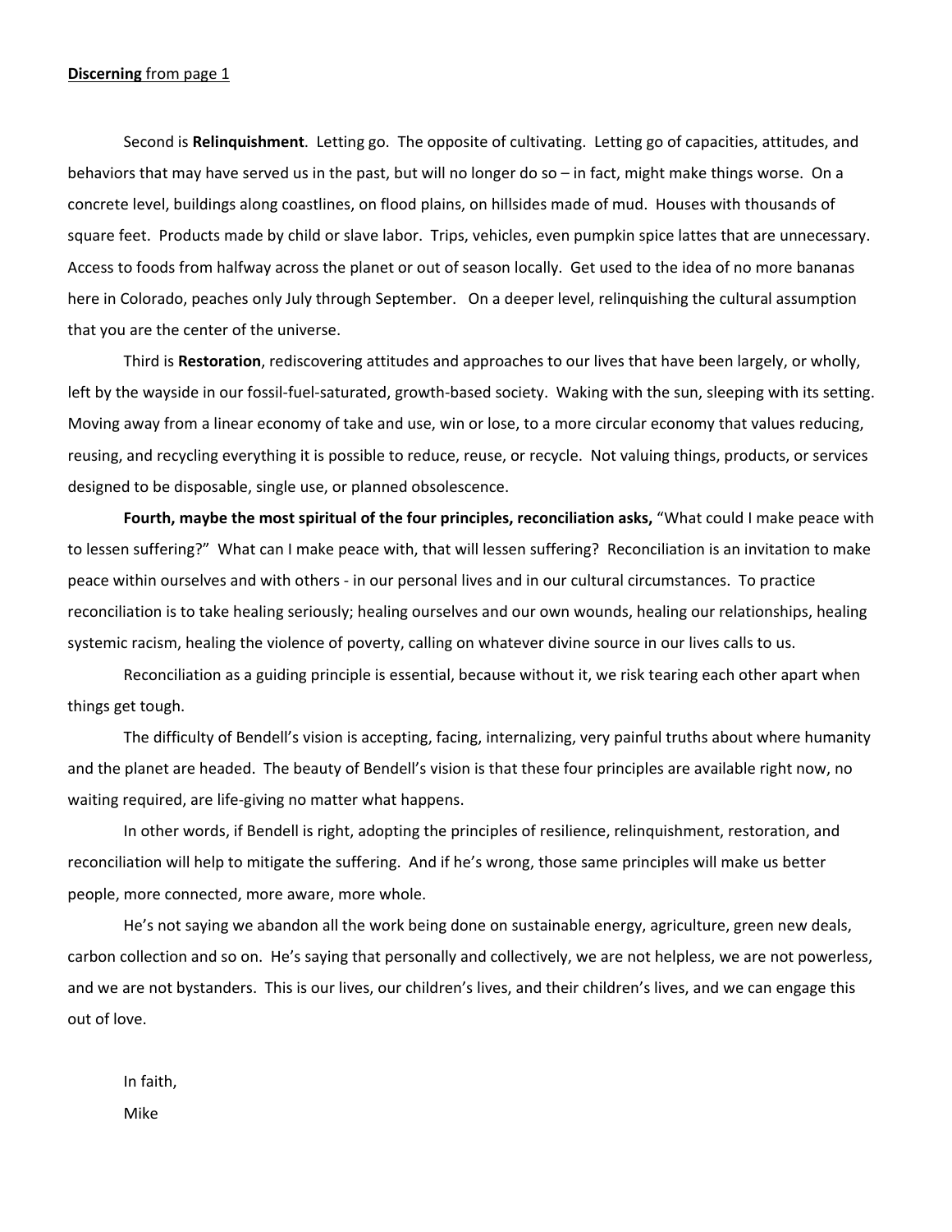**Discerning** from page 1

Second is **Relinquishment**. Letting go. The opposite of cultivating. Letting go of capacities, attitudes, and behaviors that may have served us in the past, but will no longer do so – in fact, might make things worse. On a concrete level, buildings along coastlines, on flood plains, on hillsides made of mud. Houses with thousands of square feet. Products made by child or slave labor. Trips, vehicles, even pumpkin spice lattes that are unnecessary. Access to foods from halfway across the planet or out of season locally. Get used to the idea of no more bananas here in Colorado, peaches only July through September. On a deeper level, relinquishing the cultural assumption that you are the center of the universe.

Third is **Restoration**, rediscovering attitudes and approaches to our lives that have been largely, or wholly, left by the wayside in our fossil-fuel-saturated, growth-based society. Waking with the sun, sleeping with its setting. Moving away from a linear economy of take and use, win or lose, to a more circular economy that values reducing, reusing, and recycling everything it is possible to reduce, reuse, or recycle. Not valuing things, products, or services designed to be disposable, single use, or planned obsolescence.

**Fourth, maybe the most spiritual of the four principles, reconciliation asks,** "What could I make peace with to lessen suffering?" What can I make peace with, that will lessen suffering? Reconciliation is an invitation to make peace within ourselves and with others - in our personal lives and in our cultural circumstances. To practice reconciliation is to take healing seriously; healing ourselves and our own wounds, healing our relationships, healing systemic racism, healing the violence of poverty, calling on whatever divine source in our lives calls to us.

Reconciliation as a guiding principle is essential, because without it, we risk tearing each other apart when things get tough.

The difficulty of Bendell's vision is accepting, facing, internalizing, very painful truths about where humanity and the planet are headed. The beauty of Bendell's vision is that these four principles are available right now, no waiting required, are life-giving no matter what happens.

In other words, if Bendell is right, adopting the principles of resilience, relinquishment, restoration, and reconciliation will help to mitigate the suffering. And if he's wrong, those same principles will make us better people, more connected, more aware, more whole.

He's not saying we abandon all the work being done on sustainable energy, agriculture, green new deals, carbon collection and so on. He's saying that personally and collectively, we are not helpless, we are not powerless, and we are not bystanders. This is our lives, our children's lives, and their children's lives, and we can engage this out of love.

In faith,  
Mike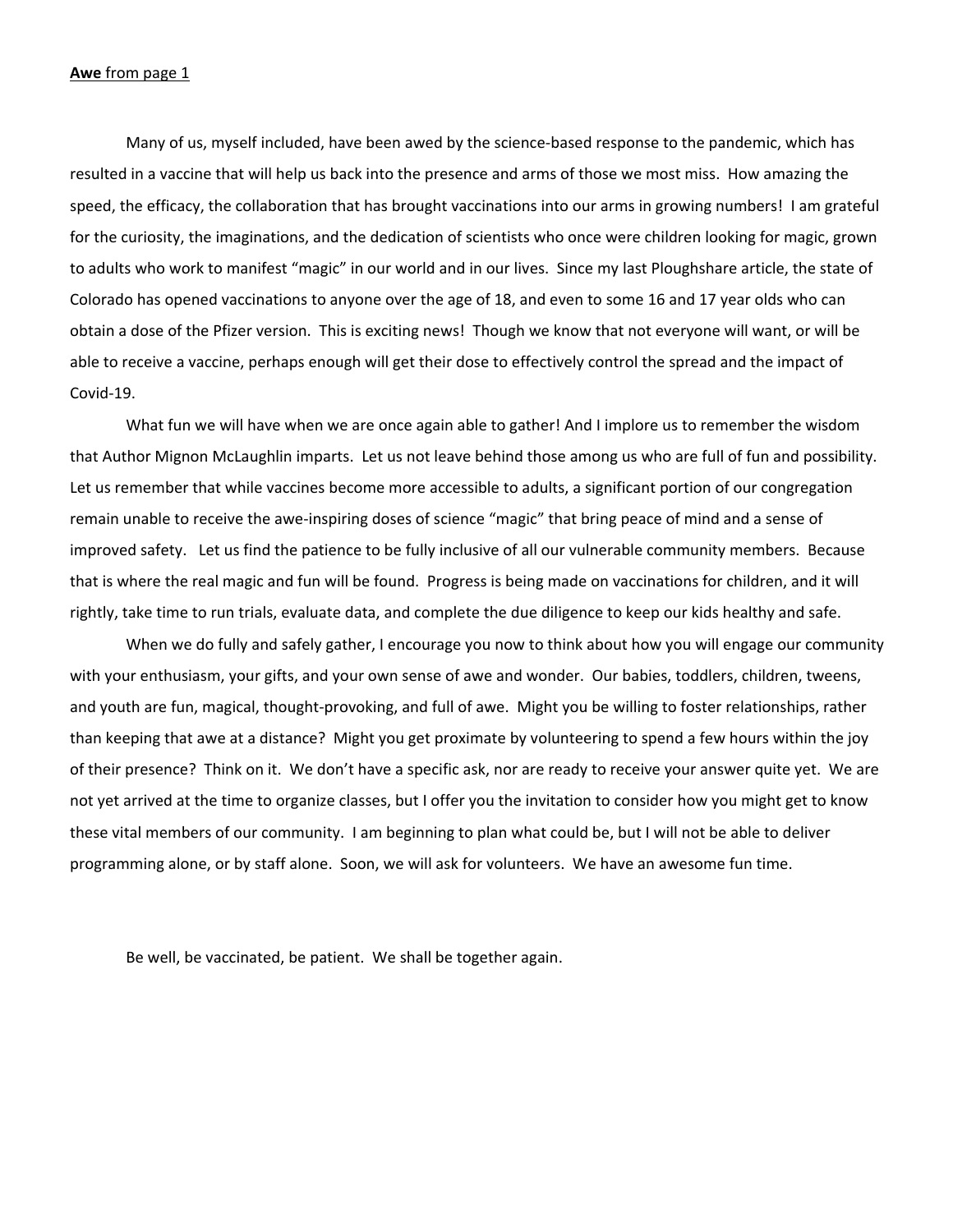**Awe** from page 1

Many of us, myself included, have been awed by the science-based response to the pandemic, which has resulted in a vaccine that will help us back into the presence and arms of those we most miss. How amazing the speed, the efficacy, the collaboration that has brought vaccinations into our arms in growing numbers! I am grateful for the curiosity, the imaginations, and the dedication of scientists who once were children looking for magic, grown to adults who work to manifest "magic" in our world and in our lives. Since my last Ploughshare article, the state of Colorado has opened vaccinations to anyone over the age of 18, and even to some 16 and 17 year olds who can obtain a dose of the Pfizer version. This is exciting news! Though we know that not everyone will want, or will be able to receive a vaccine, perhaps enough will get their dose to effectively control the spread and the impact of Covid-19.

What fun we will have when we are once again able to gather! And I implore us to remember the wisdom that Author Mignon McLaughlin imparts. Let us not leave behind those among us who are full of fun and possibility. Let us remember that while vaccines become more accessible to adults, a significant portion of our congregation remain unable to receive the awe-inspiring doses of science "magic" that bring peace of mind and a sense of improved safety. Let us find the patience to be fully inclusive of all our vulnerable community members. Because that is where the real magic and fun will be found. Progress is being made on vaccinations for children, and it will rightly, take time to run trials, evaluate data, and complete the due diligence to keep our kids healthy and safe.

When we do fully and safely gather, I encourage you now to think about how you will engage our community with your enthusiasm, your gifts, and your own sense of awe and wonder. Our babies, toddlers, children, tweens, and youth are fun, magical, thought-provoking, and full of awe. Might you be willing to foster relationships, rather than keeping that awe at a distance? Might you get proximate by volunteering to spend a few hours within the joy of their presence? Think on it. We don't have a specific ask, nor are ready to receive your answer quite yet. We are not yet arrived at the time to organize classes, but I offer you the invitation to consider how you might get to know these vital members of our community. I am beginning to plan what could be, but I will not be able to deliver programming alone, or by staff alone. Soon, we will ask for volunteers. We have an awesome fun time.

Be well, be vaccinated, be patient. We shall be together again.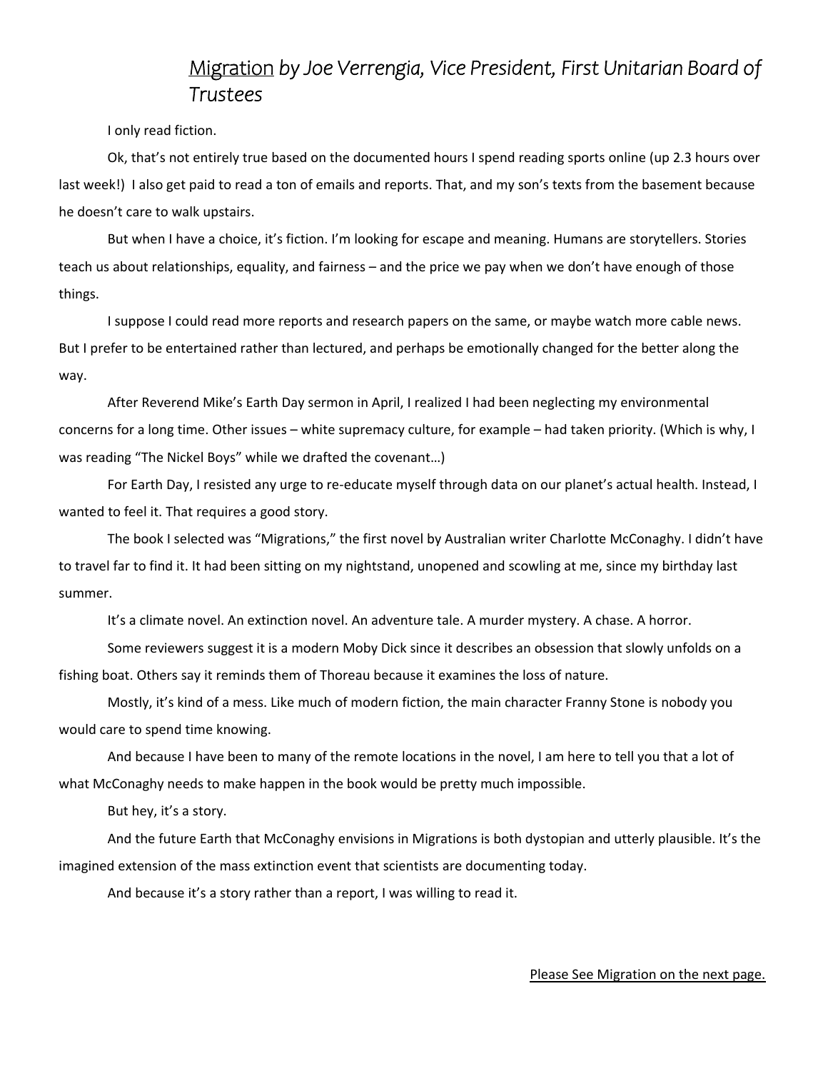## <u>Migration</u> *by Joe Verrengia, Vice President, First Unitarian Board of Trustees*

I only read fiction.

Ok, that's not entirely true based on the documented hours I spend reading sports online (up 2.3 hours over last week!) I also get paid to read a ton of emails and reports. That, and my son's texts from the basement because he doesn't care to walk upstairs.

But when I have a choice, it's fiction. I'm looking for escape and meaning. Humans are storytellers. Stories teach us about relationships, equality, and fairness – and the price we pay when we don't have enough of those things.

I suppose I could read more reports and research papers on the same, or maybe watch more cable news. But I prefer to be entertained rather than lectured, and perhaps be emotionally changed for the better along the way.

After Reverend Mike's Earth Day sermon in April, I realized I had been neglecting my environmental concerns for a long time. Other issues – white supremacy culture, for example – had taken priority. (Which is why, I was reading "The Nickel Boys" while we drafted the covenant…)

For Earth Day, I resisted any urge to re-educate myself through data on our planet's actual health. Instead, I wanted to feel it. That requires a good story.

The book I selected was "Migrations," the first novel by Australian writer Charlotte McConaghy. I didn't have to travel far to find it. It had been sitting on my nightstand, unopened and scowling at me, since my birthday last summer.

It's a climate novel. An extinction novel. An adventure tale. A murder mystery. A chase. A horror.

Some reviewers suggest it is a modern Moby Dick since it describes an obsession that slowly unfolds on a fishing boat. Others say it reminds them of Thoreau because it examines the loss of nature.

Mostly, it's kind of a mess. Like much of modern fiction, the main character Franny Stone is nobody you would care to spend time knowing.

And because I have been to many of the remote locations in the novel, I am here to tell you that a lot of what McConaghy needs to make happen in the book would be pretty much impossible.

But hey, it's a story.

And the future Earth that McConaghy envisions in Migrations is both dystopian and utterly plausible. It's the imagined extension of the mass extinction event that scientists are documenting today.

And because it's a story rather than a report, I was willing to read it.

<u>Please See Migration on the next page.</u>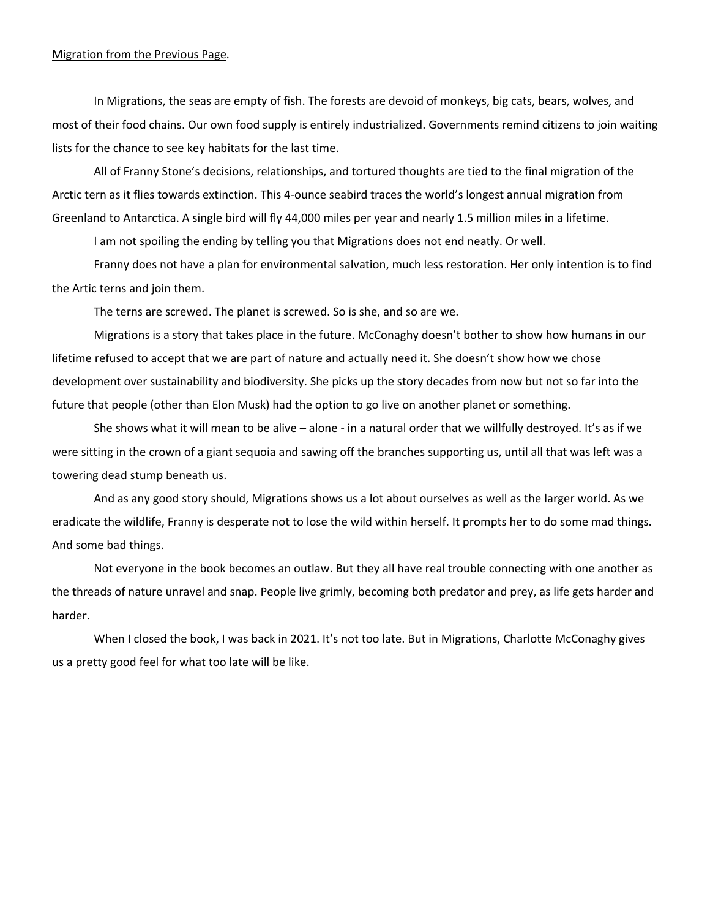Migration from the Previous Page.

In Migrations, the seas are empty of fish. The forests are devoid of monkeys, big cats, bears, wolves, and most of their food chains. Our own food supply is entirely industrialized. Governments remind citizens to join waiting lists for the chance to see key habitats for the last time.

All of Franny Stone's decisions, relationships, and tortured thoughts are tied to the final migration of the Arctic tern as it flies towards extinction. This 4-ounce seabird traces the world's longest annual migration from Greenland to Antarctica. A single bird will fly 44,000 miles per year and nearly 1.5 million miles in a lifetime.

I am not spoiling the ending by telling you that Migrations does not end neatly. Or well.

Franny does not have a plan for environmental salvation, much less restoration. Her only intention is to find the Artic terns and join them.

The terns are screwed. The planet is screwed. So is she, and so are we.

Migrations is a story that takes place in the future. McConaghy doesn't bother to show how humans in our lifetime refused to accept that we are part of nature and actually need it. She doesn't show how we chose development over sustainability and biodiversity. She picks up the story decades from now but not so far into the future that people (other than Elon Musk) had the option to go live on another planet or something.

She shows what it will mean to be alive – alone - in a natural order that we willfully destroyed. It's as if we were sitting in the crown of a giant sequoia and sawing off the branches supporting us, until all that was left was a towering dead stump beneath us.

And as any good story should, Migrations shows us a lot about ourselves as well as the larger world. As we eradicate the wildlife, Franny is desperate not to lose the wild within herself. It prompts her to do some mad things. And some bad things.

Not everyone in the book becomes an outlaw. But they all have real trouble connecting with one another as the threads of nature unravel and snap. People live grimly, becoming both predator and prey, as life gets harder and harder.

When I closed the book, I was back in 2021. It's not too late. But in Migrations, Charlotte McConaghy gives us a pretty good feel for what too late will be like.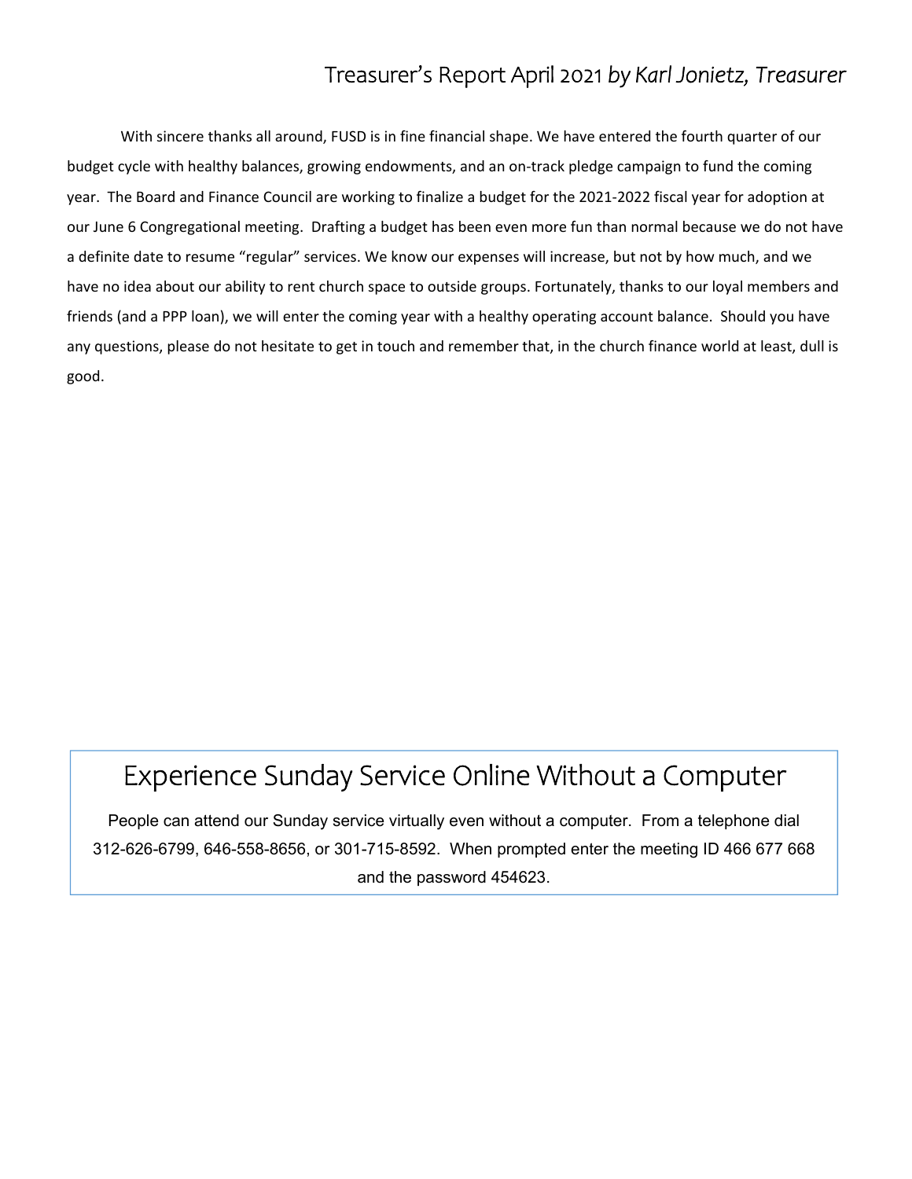## Treasurer's Report April 2021 *by Karl Jonietz, Treasurer*

With sincere thanks all around, FUSD is in fine financial shape. We have entered the fourth quarter of our budget cycle with healthy balances, growing endowments, and an on-track pledge campaign to fund the coming year. The Board and Finance Council are working to finalize a budget for the 2021-2022 fiscal year for adoption at our June 6 Congregational meeting. Drafting a budget has been even more fun than normal because we do not have a definite date to resume "regular" services. We know our expenses will increase, but not by how much, and we have no idea about our ability to rent church space to outside groups. Fortunately, thanks to our loyal members and friends (and a PPP loan), we will enter the coming year with a healthy operating account balance. Should you have any questions, please do not hesitate to get in touch and remember that, in the church finance world at least, dull is good.

## Experience Sunday Service Online Without a Computer

People can attend our Sunday service virtually even without a computer. From a telephone dial 312-626-6799, 646-558-8656, or 301-715-8592. When prompted enter the meeting ID 466 677 668 and the password 454623.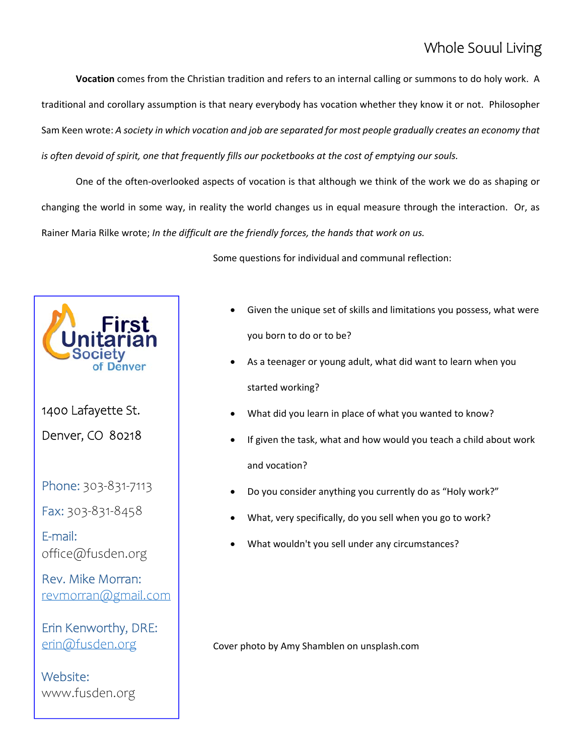# Whole Souul Living

**Vocation** comes from the Christian tradition and refers to an internal calling or summons to do holy work. A traditional and corollary assumption is that neary everybody has vocation whether they know it or not. Philosopher Sam Keen wrote: *A society in which vocation and job are separated for most people gradually creates an economy that is often devoid of spirit, one that frequently fills our pocketbooks at the cost of emptying our souls.*

One of the often-overlooked aspects of vocation is that although we think of the work we do as shaping or changing the world in some way, in reality the world changes us in equal measure through the interaction. Or, as Rainer Maria Rilke wrote; *In the difficult are the friendly forces, the hands that work on us.*

Some questions for individual and communal reflection:

- Given the unique set of skills and limitations you possess, what were you born to do or to be?
- As a teenager or young adult, what did want to learn when you started working?
- What did you learn in place of what you wanted to know?
- If given the task, what and how would you teach a child about work and vocation?
- Do you consider anything you currently do as "Holy work?"
- What, very specifically, do you sell when you go to work?
- What wouldn't you sell under any circumstances?

First Unitarian Society of Denver

1400 Lafayette St.
Denver, CO 80218

Phone: 303-831-7113

Fax: 303-831-8458

E-mail: office@fusden.org

Rev. Mike Morran: revmorran@gmail.com

Erin Kenworthy, DRE: erin@fusden.org

Website: www.fusden.org

Cover photo by Amy Shamblen on unsplash.com